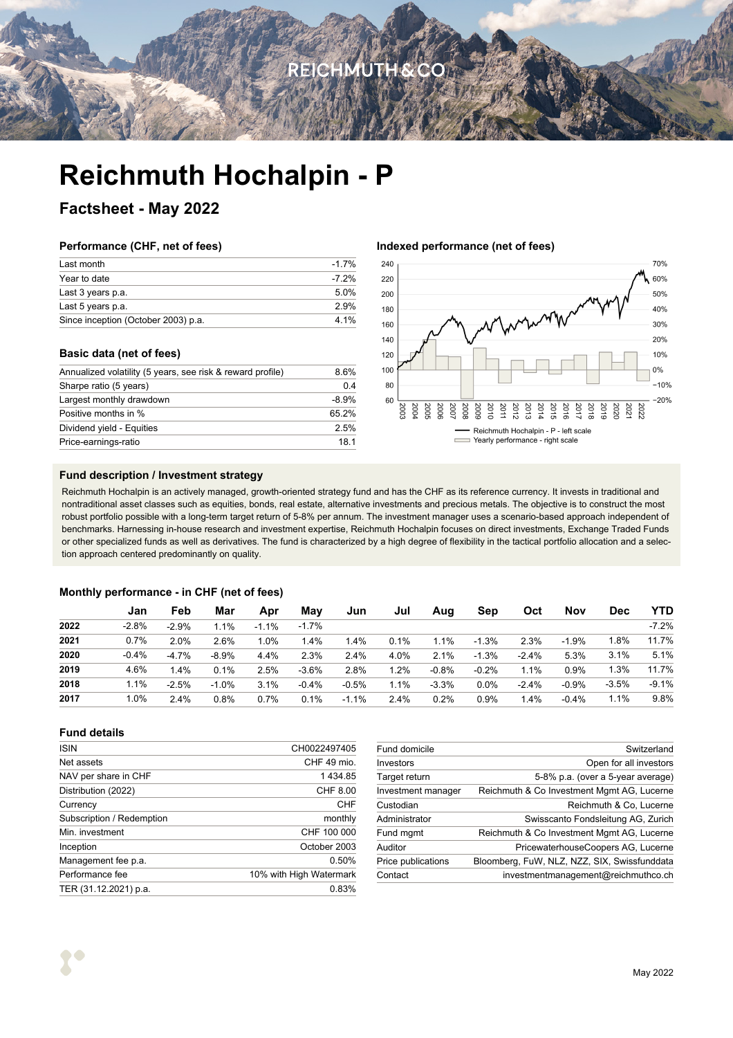# Reichmuth Hochalpin - P

## Factsheet - May 2022

### Performance (CHF, net of fees)

| | |
|---|---|
| Last month | -1.7% |
| Year to date | -7.2% |
| Last 3 years p.a. | 5.0% |
| Last 5 years p.a. | 2.9% |
| Since inception (October 2003) p.a. | 4.1% |

### Basic data (net of fees)

| | |
|---|---|
| Annualized volatility (5 years, see risk & reward profile) | 8.6% |
| Sharpe ratio (5 years) | 0.4 |
| Largest monthly drawdown | -8.9% |
| Positive months in % | 65.2% |
| Dividend yield - Equities | 2.5% |
| Price-earnings-ratio | 18.1 |

### Indexed performance (net of fees)

Reichmuth Hochalpin - P - left scale
Yearly performance - right scale

### Fund description / Investment strategy

Reichmuth Hochalpin is an actively managed, growth-oriented strategy fund and has the CHF as its reference currency. It invests in traditional and nontraditional asset classes such as equities, bonds, real estate, alternative investments and precious metals. The objective is to construct the most robust portfolio possible with a long-term target return of 5-8% per annum. The investment manager uses a scenario-based approach independent of benchmarks. Harnessing in-house research and investment expertise, Reichmuth Hochalpin focuses on direct investments, Exchange Traded Funds or other specialized funds as well as derivatives. The fund is characterized by a high degree of flexibility in the tactical portfolio allocation and a selection approach centered predominantly on quality.

### Monthly performance - in CHF (net of fees)

| | Jan | Feb | Mar | Apr | May | Jun | Jul | Aug | Sep | Oct | Nov | Dec | YTD |
|---|---|---|---|---|---|---|---|---|---|---|---|---|---|
| **2022** | -2.8% | -2.9% | 1.1% | -1.1% | -1.7% | | | | | | | | -7.2% |
| **2021** | 0.7% | 2.0% | 2.6% | 1.0% | 1.4% | 1.4% | 0.1% | 1.1% | -1.3% | 2.3% | -1.9% | 1.8% | 11.7% |
| **2020** | -0.4% | -4.7% | -8.9% | 4.4% | 2.3% | 2.4% | 4.0% | 2.1% | -1.3% | -2.4% | 5.3% | 3.1% | 5.1% |
| **2019** | 4.6% | 1.4% | 0.1% | 2.5% | -3.6% | 2.8% | 1.2% | -0.8% | -0.2% | 1.1% | 0.9% | 1.3% | 11.7% |
| **2018** | 1.1% | -2.5% | -1.0% | 3.1% | -0.4% | -0.5% | 1.1% | -3.3% | 0.0% | -2.4% | -0.9% | -3.5% | -9.1% |
| **2017** | 1.0% | 2.4% | 0.8% | 0.7% | 0.1% | -1.1% | 2.4% | 0.2% | 0.9% | 1.4% | -0.4% | 1.1% | 9.8% |

### Fund details

| | |
|---|---|
| ISIN | CH0022497405 |
| Net assets | CHF 49 mio. |
| NAV per share in CHF | 1 434.85 |
| Distribution (2022) | CHF 8.00 |
| Currency | CHF |
| Subscription / Redemption | monthly |
| Min. investment | CHF 100 000 |
| Inception | October 2003 |
| Management fee p.a. | 0.50% |
| Performance fee | 10% with High Watermark |
| TER (31.12.2021) p.a. | 0.83% |

| | |
|---|---|
| Fund domicile | Switzerland |
| Investors | Open for all investors |
| Target return | 5-8% p.a. (over a 5-year average) |
| Investment manager | Reichmuth & Co Investment Mgmt AG, Lucerne |
| Custodian | Reichmuth & Co, Lucerne |
| Administrator | Swisscanto Fondsleitung AG, Zurich |
| Fund mgmt | Reichmuth & Co Investment Mgmt AG, Lucerne |
| Auditor | PricewaterhouseCoopers AG, Lucerne |
| Price publications | Bloomberg, FuW, NLZ, NZZ, SIX, Swissfunddata |
| Contact | investmentmanagement@reichmuthco.ch |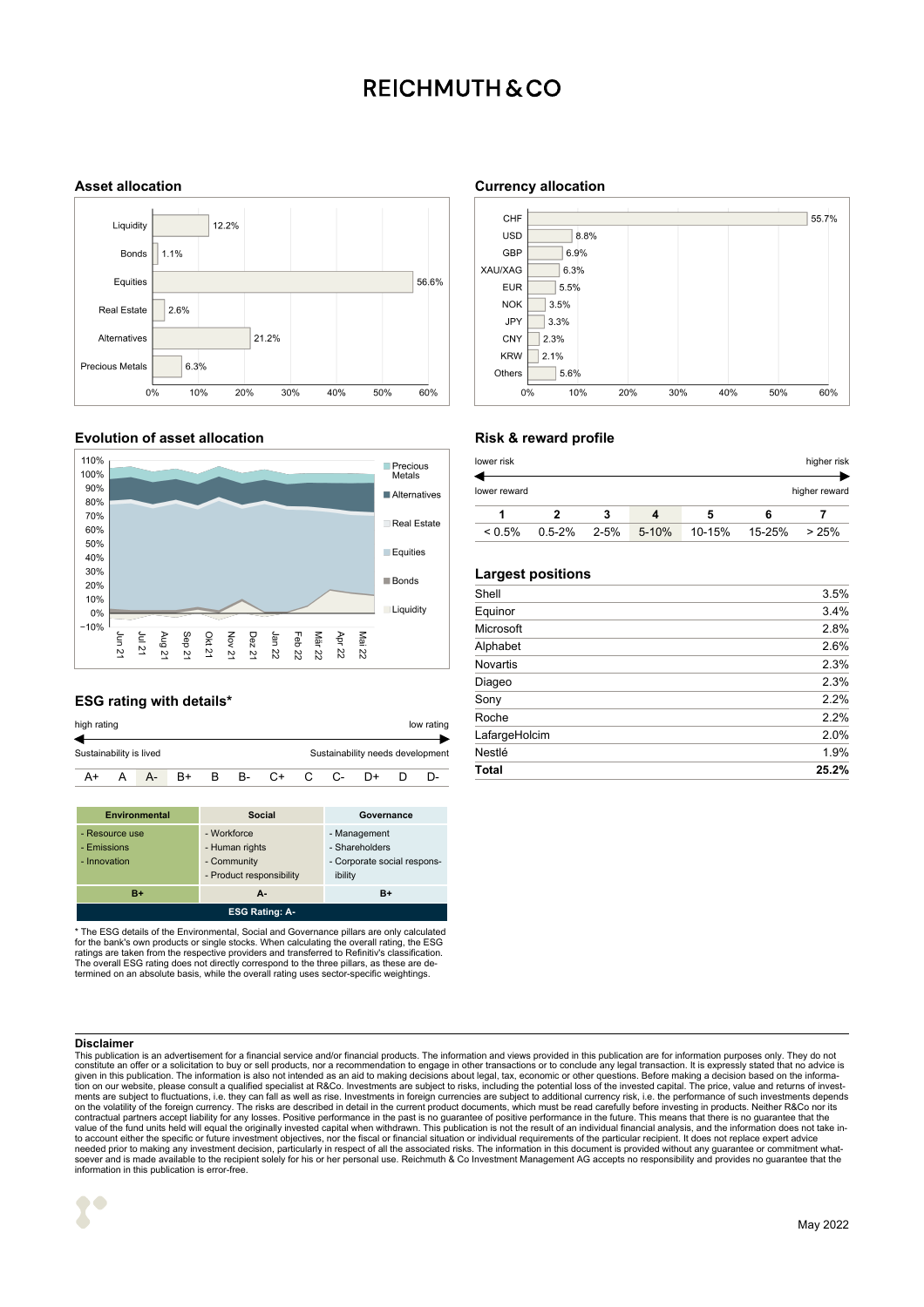# REICHMUTH & CO

## Asset allocation

Liquidity 12.2%
Bonds 1.1%
Equities 56.6%
Real Estate 2.6%
Alternatives 21.2%
Precious Metals 6.3%

0% 10% 20% 30% 40% 50% 60%

## Currency allocation

CHF 55.7%
USD 8.8%
GBP 6.9%
XAU/XAG 6.3%
EUR 5.5%
NOK 3.5%
JPY 3.3%
CNY 2.3%
KRW 2.1%
Others 5.6%

0% 10% 20% 30% 40% 50% 60%

## Evolution of asset allocation

110% 100% 90% 80% 70% 60% 50% 40% 30% 20% 10% 0% −10%

Jun 21 Jul 21 Aug 21 Sep 21 Okt 21 Nov 21 Dez 21 Jan 22 Feb 22 Mär 22 Apr 22 Mai 22

Precious Metals
Alternatives
Real Estate
Equities
Bonds
Liquidity

## Risk & reward profile

lower risk — higher risk

lower reward — higher reward

| 1 | 2 | 3 | 4 | 5 | 6 | 7 |
|---|---|---|---|---|---|---|
| < 0.5% | 0.5-2% | 2-5% | 5-10% | 10-15% | 15-25% | > 25% |

## Largest positions

| | |
|---|---|
| Shell | 3.5% |
| Equinor | 3.4% |
| Microsoft | 2.8% |
| Alphabet | 2.6% |
| Novartis | 2.3% |
| Diageo | 2.3% |
| Sony | 2.2% |
| Roche | 2.2% |
| LafargeHolcim | 2.0% |
| Nestlé | 1.9% |
| **Total** | **25.2%** |

## ESG rating with details*

high rating — low rating

Sustainability is lived — Sustainability needs development

A+ A A- B+ B B- C+ C C- D+ D D-

| Environmental | Social | Governance |
|---|---|---|
| - Resource use<br>- Emissions<br>- Innovation | - Workforce<br>- Human rights<br>- Community<br>- Product responsibility | - Management<br>- Shareholders<br>- Corporate social responsibility |
| B+ | A- | B+ |
| **ESG Rating: A-** | | |

\* The ESG details of the Environmental, Social and Governance pillars are only calculated for the bank's own products or single stocks. When calculating the overall rating, the ESG ratings are taken from the respective providers and transferred to Refinitiv's classification. The overall ESG rating does not directly correspond to the three pillars, as these are determined on an absolute basis, while the overall rating uses sector-specific weightings.

### Disclaimer

This publication is an advertisement for a financial service and/or financial products. The information and views provided in this publication are for information purposes only. They do not constitute an offer or a solicitation to buy or sell products, nor a recommendation to engage in other transactions or to conclude any legal transaction. It is expressly stated that no advice is given in this publication. The information is also not intended as an aid to making decisions about legal, tax, economic or other questions. Before making a decision based on the information on our website, please consult a qualified specialist at R&Co. Investments are subject to risks, including the potential loss of the invested capital. The price, value and returns of investments are subject to fluctuations, i.e. they can fall as well as rise. Investments in foreign currencies are subject to additional currency risk, i.e. the performance of such investments depends on the volatility of the foreign currency. The risks are described in detail in the current product documents, which must be read carefully before investing in products. Neither R&Co nor its contractual partners accept liability for any losses. Positive performance in the past is no guarantee of positive performance in the future. This means that there is no guarantee that the value of the fund units held will equal the originally invested capital when withdrawn. This publication is not the result of an individual financial analysis, and the information does not take into account either the specific or future investment objectives, nor the fiscal or financial situation or individual requirements of the particular recipient. It does not replace expert advice needed prior to making any investment decision, particularly in respect of all the associated risks. The information in this document is provided without any guarantee or commitment whatsoever and is made available to the recipient solely for his or her personal use. Reichmuth & Co Investment Management AG accepts no responsibility and provides no guarantee that the information in this publication is error-free.

May 2022